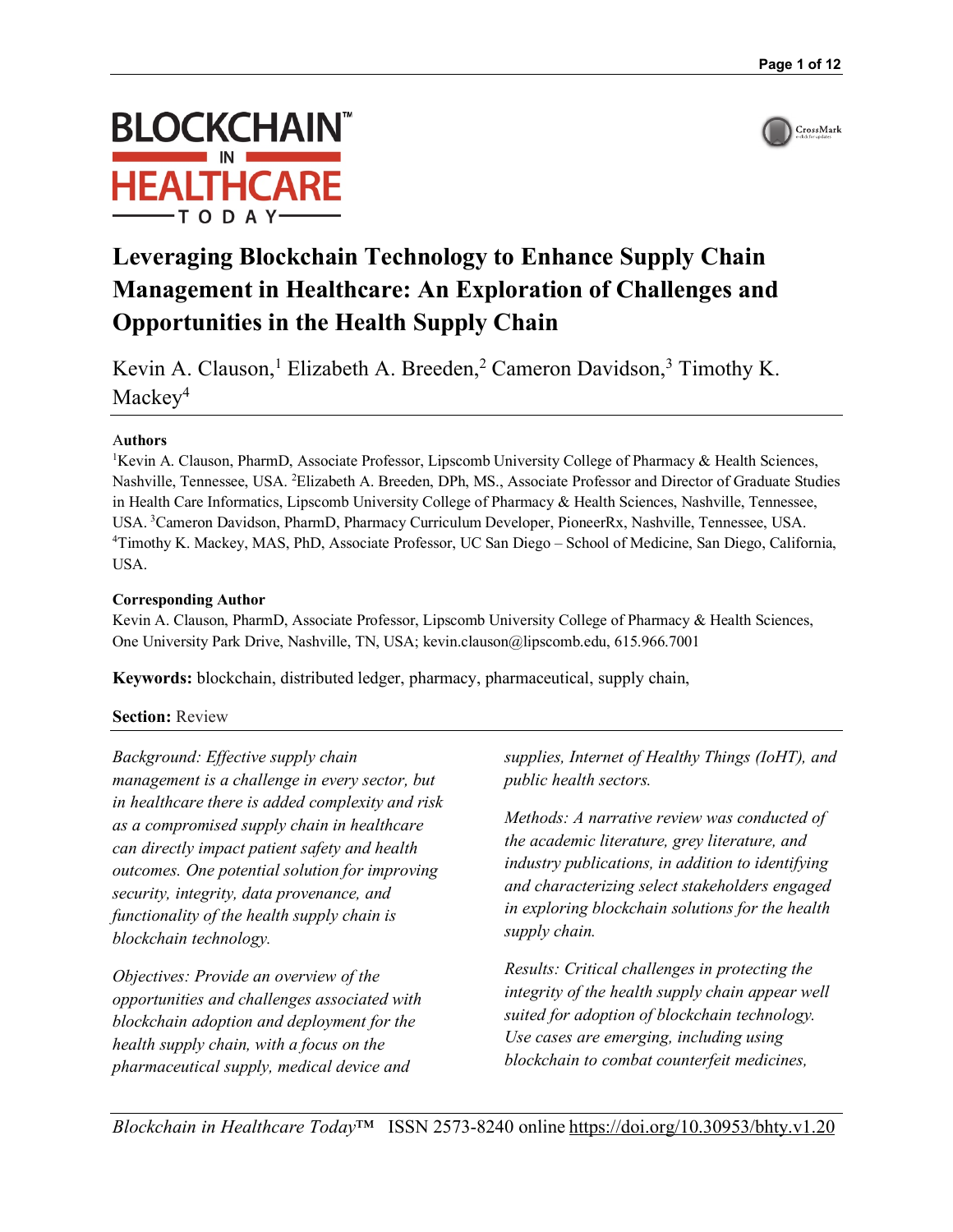# Leveraging Blockchain Technology to Enhance Supply Chain Management in Healthcare: An Exploration of Challenges and Opportunities in the Health Supply Chain

Kevin A. Clauson,[1] Elizabeth A. Breeden,[2] Cameron Davidson,[3] Timothy K. Mackey[4]

**Authors**

[1]Kevin A. Clauson, PharmD, Associate Professor, Lipscomb University College of Pharmacy & Health Sciences, Nashville, Tennessee, USA. [2]Elizabeth A. Breeden, DPh, MS., Associate Professor and Director of Graduate Studies in Health Care Informatics, Lipscomb University College of Pharmacy & Health Sciences, Nashville, Tennessee, USA. [3]Cameron Davidson, PharmD, Pharmacy Curriculum Developer, PioneerRx, Nashville, Tennessee, USA. [4]Timothy K. Mackey, MAS, PhD, Associate Professor, UC San Diego – School of Medicine, San Diego, California, USA.

**Corresponding Author**

Kevin A. Clauson, PharmD, Associate Professor, Lipscomb University College of Pharmacy & Health Sciences, One University Park Drive, Nashville, TN, USA; kevin.clauson@lipscomb.edu, 615.966.7001

**Keywords:** blockchain, distributed ledger, pharmacy, pharmaceutical, supply chain,

**Section:** Review

*Background: Effective supply chain management is a challenge in every sector, but in healthcare there is added complexity and risk as a compromised supply chain in healthcare can directly impact patient safety and health outcomes. One potential solution for improving security, integrity, data provenance, and functionality of the health supply chain is blockchain technology.*

*Objectives: Provide an overview of the opportunities and challenges associated with blockchain adoption and deployment for the health supply chain, with a focus on the pharmaceutical supply, medical device and supplies, Internet of Healthy Things (IoHT), and public health sectors.*

*Methods: A narrative review was conducted of the academic literature, grey literature, and industry publications, in addition to identifying and characterizing select stakeholders engaged in exploring blockchain solutions for the health supply chain.*

*Results: Critical challenges in protecting the integrity of the health supply chain appear well suited for adoption of blockchain technology. Use cases are emerging, including using blockchain to combat counterfeit medicines,*

*Blockchain in Healthcare Today*™ ISSN 2573-8240 online https://doi.org/10.30953/bhty.v1.20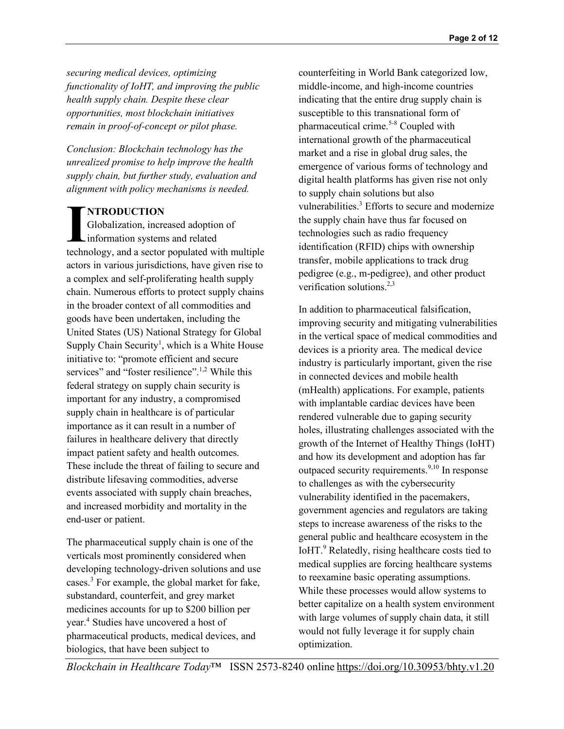*securing medical devices, optimizing functionality of IoHT, and improving the public health supply chain. Despite these clear opportunities, most blockchain initiatives remain in proof-of-concept or pilot phase.*

*Conclusion: Blockchain technology has the unrealized promise to help improve the health supply chain, but further study, evaluation and alignment with policy mechanisms is needed.*

## INTRODUCTION

Globalization, increased adoption of information systems and related technology, and a sector populated with multiple actors in various jurisdictions, have given rise to a complex and self-proliferating health supply chain. Numerous efforts to protect supply chains in the broader context of all commodities and goods have been undertaken, including the United States (US) National Strategy for Global Supply Chain Security[1], which is a White House initiative to: "promote efficient and secure services" and "foster resilience".[1,2] While this federal strategy on supply chain security is important for any industry, a compromised supply chain in healthcare is of particular importance as it can result in a number of failures in healthcare delivery that directly impact patient safety and health outcomes. These include the threat of failing to secure and distribute lifesaving commodities, adverse events associated with supply chain breaches, and increased morbidity and mortality in the end-user or patient.

The pharmaceutical supply chain is one of the verticals most prominently considered when developing technology-driven solutions and use cases.[3] For example, the global market for fake, substandard, counterfeit, and grey market medicines accounts for up to $200 billion per year.[4] Studies have uncovered a host of pharmaceutical products, medical devices, and biologics, that have been subject to counterfeiting in World Bank categorized low, middle-income, and high-income countries indicating that the entire drug supply chain is susceptible to this transnational form of pharmaceutical crime.[5-8] Coupled with international growth of the pharmaceutical market and a rise in global drug sales, the emergence of various forms of technology and digital health platforms has given rise not only to supply chain solutions but also vulnerabilities.[3] Efforts to secure and modernize the supply chain have thus far focused on technologies such as radio frequency identification (RFID) chips with ownership transfer, mobile applications to track drug pedigree (e.g., m-pedigree), and other product verification solutions.[2,3]

In addition to pharmaceutical falsification, improving security and mitigating vulnerabilities in the vertical space of medical commodities and devices is a priority area. The medical device industry is particularly important, given the rise in connected devices and mobile health (mHealth) applications. For example, patients with implantable cardiac devices have been rendered vulnerable due to gaping security holes, illustrating challenges associated with the growth of the Internet of Healthy Things (IoHT) and how its development and adoption has far outpaced security requirements.[9,10] In response to challenges as with the cybersecurity vulnerability identified in the pacemakers, government agencies and regulators are taking steps to increase awareness of the risks to the general public and healthcare ecosystem in the IoHT.[9] Relatedly, rising healthcare costs tied to medical supplies are forcing healthcare systems to reexamine basic operating assumptions. While these processes would allow systems to better capitalize on a health system environment with large volumes of supply chain data, it still would not fully leverage it for supply chain optimization.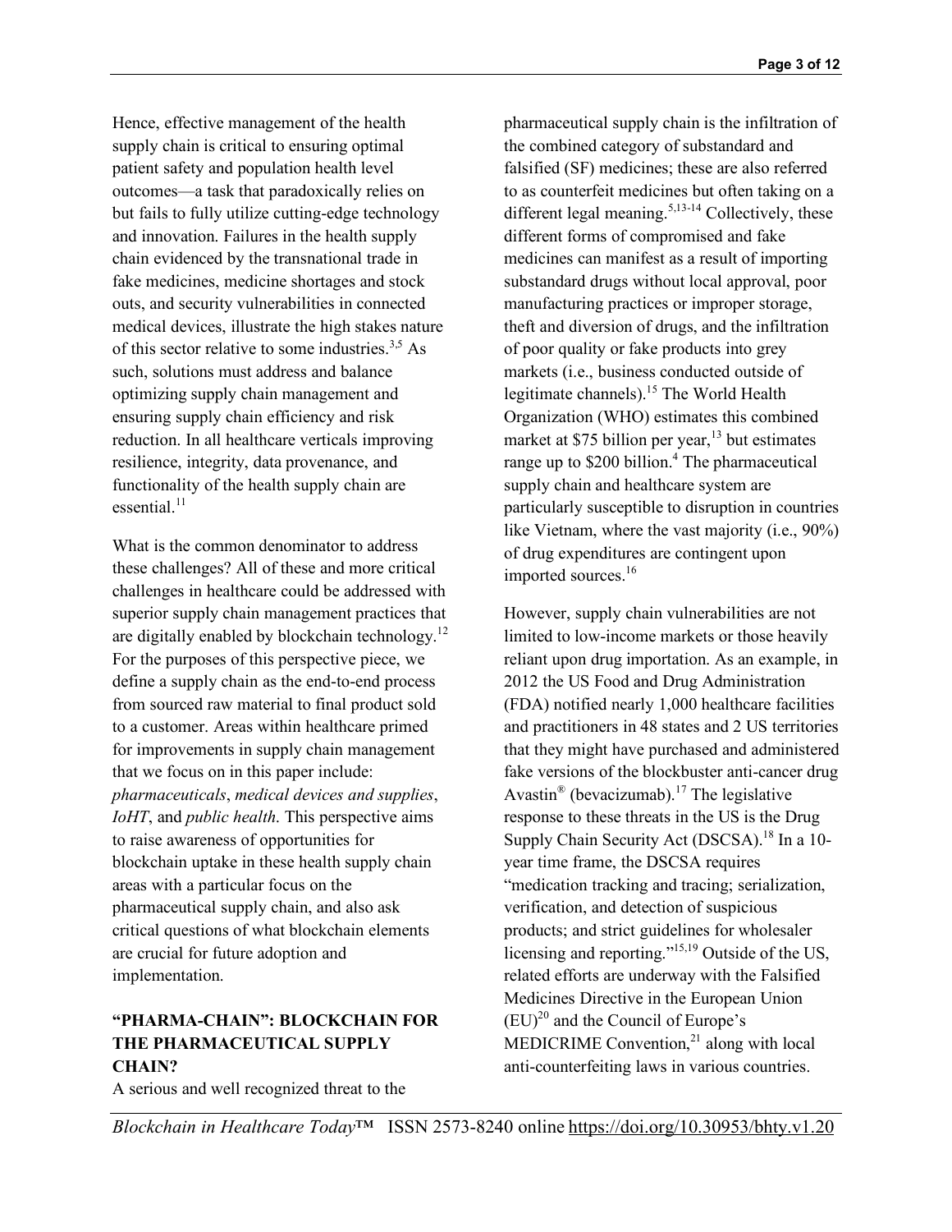Hence, effective management of the health supply chain is critical to ensuring optimal patient safety and population health level outcomes—a task that paradoxically relies on but fails to fully utilize cutting-edge technology and innovation. Failures in the health supply chain evidenced by the transnational trade in fake medicines, medicine shortages and stock outs, and security vulnerabilities in connected medical devices, illustrate the high stakes nature of this sector relative to some industries.[3,5] As such, solutions must address and balance optimizing supply chain management and ensuring supply chain efficiency and risk reduction. In all healthcare verticals improving resilience, integrity, data provenance, and functionality of the health supply chain are essential.[11]

What is the common denominator to address these challenges? All of these and more critical challenges in healthcare could be addressed with superior supply chain management practices that are digitally enabled by blockchain technology.[12] For the purposes of this perspective piece, we define a supply chain as the end-to-end process from sourced raw material to final product sold to a customer. Areas within healthcare primed for improvements in supply chain management that we focus on in this paper include: *pharmaceuticals*, *medical devices and supplies*, *IoHT*, and *public health*. This perspective aims to raise awareness of opportunities for blockchain uptake in these health supply chain areas with a particular focus on the pharmaceutical supply chain, and also ask critical questions of what blockchain elements are crucial for future adoption and implementation.

## "PHARMA-CHAIN": BLOCKCHAIN FOR THE PHARMACEUTICAL SUPPLY CHAIN?

A serious and well recognized threat to the pharmaceutical supply chain is the infiltration of the combined category of substandard and falsified (SF) medicines; these are also referred to as counterfeit medicines but often taking on a different legal meaning.[5,13-14] Collectively, these different forms of compromised and fake medicines can manifest as a result of importing substandard drugs without local approval, poor manufacturing practices or improper storage, theft and diversion of drugs, and the infiltration of poor quality or fake products into grey markets (i.e., business conducted outside of legitimate channels).[15] The World Health Organization (WHO) estimates this combined market at $75 billion per year,[13] but estimates range up to $200 billion.[4] The pharmaceutical supply chain and healthcare system are particularly susceptible to disruption in countries like Vietnam, where the vast majority (i.e., 90%) of drug expenditures are contingent upon imported sources.[16]

However, supply chain vulnerabilities are not limited to low-income markets or those heavily reliant upon drug importation. As an example, in 2012 the US Food and Drug Administration (FDA) notified nearly 1,000 healthcare facilities and practitioners in 48 states and 2 US territories that they might have purchased and administered fake versions of the blockbuster anti-cancer drug Avastin® (bevacizumab).[17] The legislative response to these threats in the US is the Drug Supply Chain Security Act (DSCSA).[18] In a 10-year time frame, the DSCSA requires "medication tracking and tracing; serialization, verification, and detection of suspicious products; and strict guidelines for wholesaler licensing and reporting."[15,19] Outside of the US, related efforts are underway with the Falsified Medicines Directive in the European Union (EU)[20] and the Council of Europe's MEDICRIME Convention,[21] along with local anti-counterfeiting laws in various countries.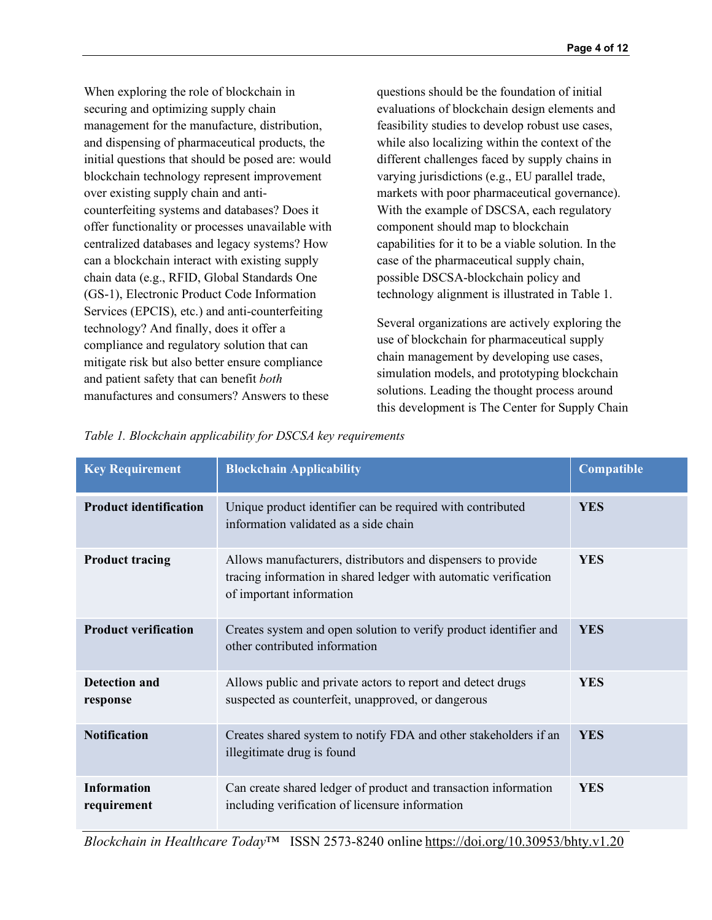When exploring the role of blockchain in securing and optimizing supply chain management for the manufacture, distribution, and dispensing of pharmaceutical products, the initial questions that should be posed are: would blockchain technology represent improvement over existing supply chain and anti-counterfeiting systems and databases? Does it offer functionality or processes unavailable with centralized databases and legacy systems? How can a blockchain interact with existing supply chain data (e.g., RFID, Global Standards One (GS-1), Electronic Product Code Information Services (EPCIS), etc.) and anti-counterfeiting technology? And finally, does it offer a compliance and regulatory solution that can mitigate risk but also better ensure compliance and patient safety that can benefit *both* manufactures and consumers? Answers to these questions should be the foundation of initial evaluations of blockchain design elements and feasibility studies to develop robust use cases, while also localizing within the context of the different challenges faced by supply chains in varying jurisdictions (e.g., EU parallel trade, markets with poor pharmaceutical governance). With the example of DSCSA, each regulatory component should map to blockchain capabilities for it to be a viable solution. In the case of the pharmaceutical supply chain, possible DSCSA-blockchain policy and technology alignment is illustrated in Table 1.

Several organizations are actively exploring the use of blockchain for pharmaceutical supply chain management by developing use cases, simulation models, and prototyping blockchain solutions. Leading the thought process around this development is The Center for Supply Chain

*Table 1. Blockchain applicability for DSCSA key requirements*

| Key Requirement | Blockchain Applicability | Compatible |
|---|---|---|
| **Product identification** | Unique product identifier can be required with contributed information validated as a side chain | **YES** |
| **Product tracing** | Allows manufacturers, distributors and dispensers to provide tracing information in shared ledger with automatic verification of important information | **YES** |
| **Product verification** | Creates system and open solution to verify product identifier and other contributed information | **YES** |
| **Detection and response** | Allows public and private actors to report and detect drugs suspected as counterfeit, unapproved, or dangerous | **YES** |
| **Notification** | Creates shared system to notify FDA and other stakeholders if an illegitimate drug is found | **YES** |
| **Information requirement** | Can create shared ledger of product and transaction information including verification of licensure information | **YES** |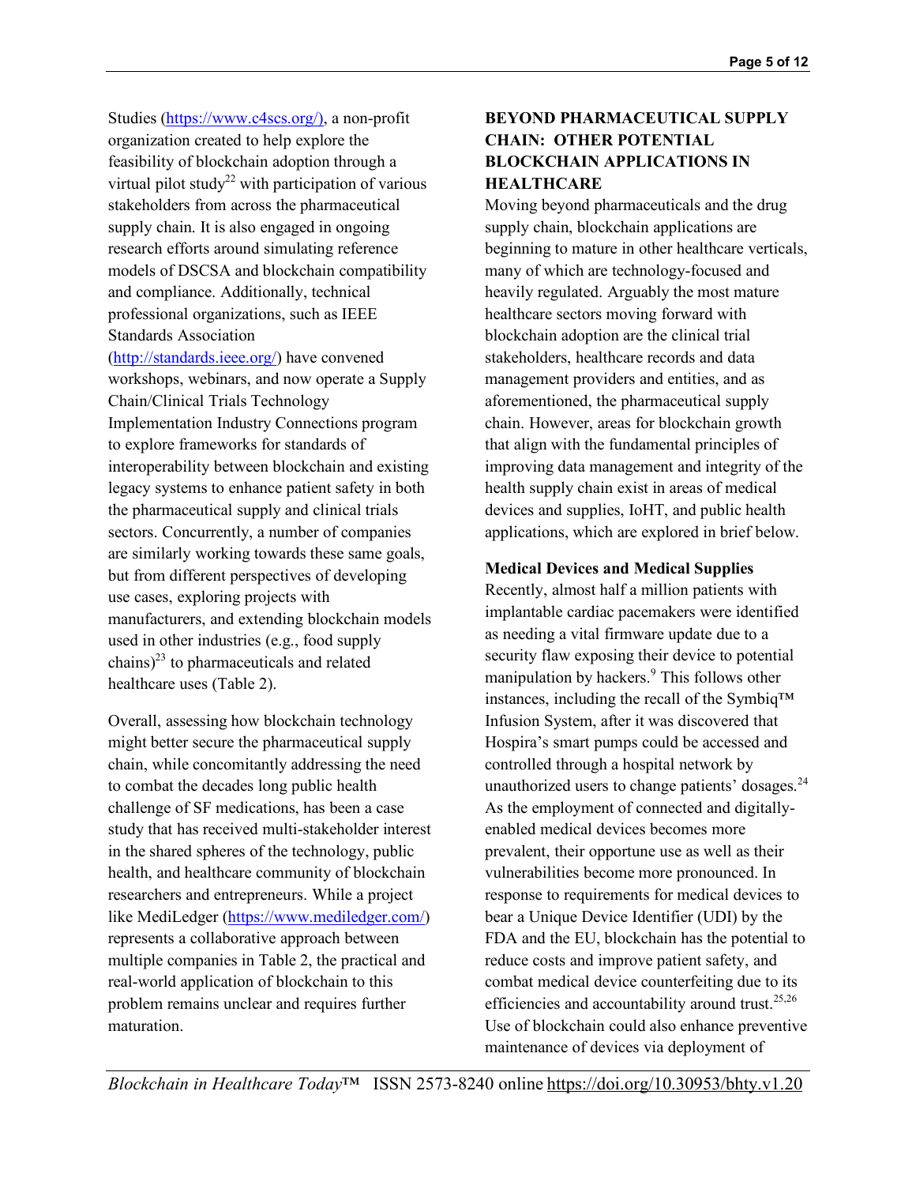Studies (https://www.c4scs.org/), a non-profit organization created to help explore the feasibility of blockchain adoption through a virtual pilot study[22] with participation of various stakeholders from across the pharmaceutical supply chain. It is also engaged in ongoing research efforts around simulating reference models of DSCSA and blockchain compatibility and compliance. Additionally, technical professional organizations, such as IEEE Standards Association (http://standards.ieee.org/) have convened workshops, webinars, and now operate a Supply Chain/Clinical Trials Technology Implementation Industry Connections program to explore frameworks for standards of interoperability between blockchain and existing legacy systems to enhance patient safety in both the pharmaceutical supply and clinical trials sectors. Concurrently, a number of companies are similarly working towards these same goals, but from different perspectives of developing use cases, exploring projects with manufacturers, and extending blockchain models used in other industries (e.g., food supply chains)[23] to pharmaceuticals and related healthcare uses (Table 2).

Overall, assessing how blockchain technology might better secure the pharmaceutical supply chain, while concomitantly addressing the need to combat the decades long public health challenge of SF medications, has been a case study that has received multi-stakeholder interest in the shared spheres of the technology, public health, and healthcare community of blockchain researchers and entrepreneurs. While a project like MediLedger (https://www.mediledger.com/) represents a collaborative approach between multiple companies in Table 2, the practical and real-world application of blockchain to this problem remains unclear and requires further maturation.

## BEYOND PHARMACEUTICAL SUPPLY CHAIN: OTHER POTENTIAL BLOCKCHAIN APPLICATIONS IN HEALTHCARE

Moving beyond pharmaceuticals and the drug supply chain, blockchain applications are beginning to mature in other healthcare verticals, many of which are technology-focused and heavily regulated. Arguably the most mature healthcare sectors moving forward with blockchain adoption are the clinical trial stakeholders, healthcare records and data management providers and entities, and as aforementioned, the pharmaceutical supply chain. However, areas for blockchain growth that align with the fundamental principles of improving data management and integrity of the health supply chain exist in areas of medical devices and supplies, IoHT, and public health applications, which are explored in brief below.

### Medical Devices and Medical Supplies

Recently, almost half a million patients with implantable cardiac pacemakers were identified as needing a vital firmware update due to a security flaw exposing their device to potential manipulation by hackers.[9] This follows other instances, including the recall of the Symbiq™ Infusion System, after it was discovered that Hospira's smart pumps could be accessed and controlled through a hospital network by unauthorized users to change patients' dosages.[24] As the employment of connected and digitally-enabled medical devices becomes more prevalent, their opportune use as well as their vulnerabilities become more pronounced. In response to requirements for medical devices to bear a Unique Device Identifier (UDI) by the FDA and the EU, blockchain has the potential to reduce costs and improve patient safety, and combat medical device counterfeiting due to its efficiencies and accountability around trust.[25,26] Use of blockchain could also enhance preventive maintenance of devices via deployment of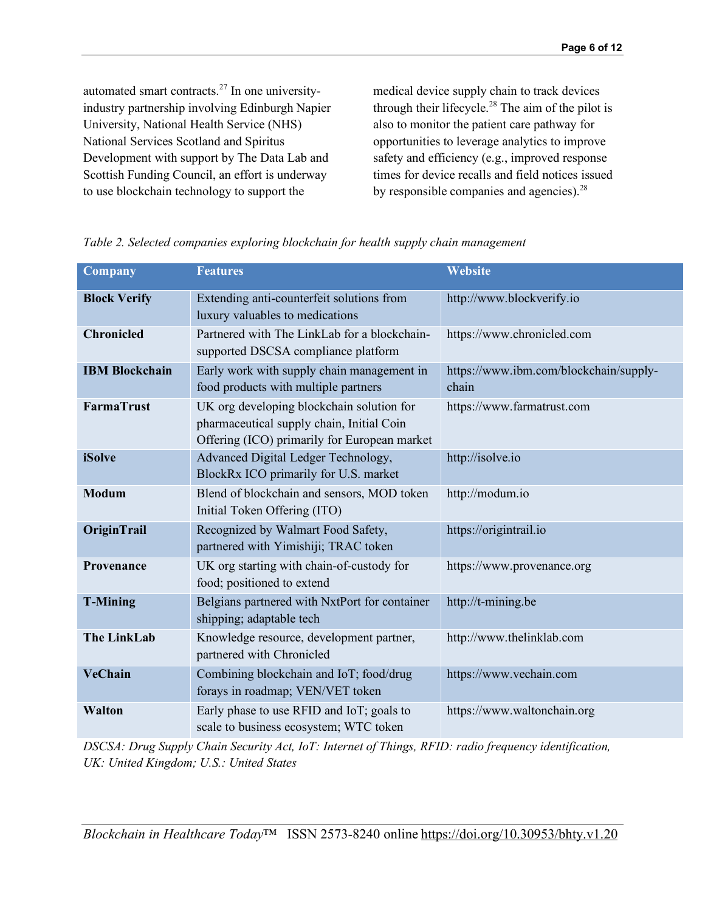automated smart contracts.[27] In one university-industry partnership involving Edinburgh Napier University, National Health Service (NHS) National Services Scotland and Spiritus Development with support by The Data Lab and Scottish Funding Council, an effort is underway to use blockchain technology to support the medical device supply chain to track devices through their lifecycle.[28] The aim of the pilot is also to monitor the patient care pathway for opportunities to leverage analytics to improve safety and efficiency (e.g., improved response times for device recalls and field notices issued by responsible companies and agencies).[28]

*Table 2. Selected companies exploring blockchain for health supply chain management*

| Company | Features | Website |
|---|---|---|
| **Block Verify** | Extending anti-counterfeit solutions from luxury valuables to medications | http://www.blockverify.io |
| **Chronicled** | Partnered with The LinkLab for a blockchain-supported DSCSA compliance platform | https://www.chronicled.com |
| **IBM Blockchain** | Early work with supply chain management in food products with multiple partners | https://www.ibm.com/blockchain/supply-chain |
| **FarmaTrust** | UK org developing blockchain solution for pharmaceutical supply chain, Initial Coin Offering (ICO) primarily for European market | https://www.farmatrust.com |
| **iSolve** | Advanced Digital Ledger Technology, BlockRx ICO primarily for U.S. market | http://isolve.io |
| **Modum** | Blend of blockchain and sensors, MOD token Initial Token Offering (ITO) | http://modum.io |
| **OriginTrail** | Recognized by Walmart Food Safety, partnered with Yimishiji; TRAC token | https://origintrail.io |
| **Provenance** | UK org starting with chain-of-custody for food; positioned to extend | https://www.provenance.org |
| **T-Mining** | Belgians partnered with NxtPort for container shipping; adaptable tech | http://t-mining.be |
| **The LinkLab** | Knowledge resource, development partner, partnered with Chronicled | http://www.thelinklab.com |
| **VeChain** | Combining blockchain and IoT; food/drug forays in roadmap; VEN/VET token | https://www.vechain.com |
| **Walton** | Early phase to use RFID and IoT; goals to scale to business ecosystem; WTC token | https://www.waltonchain.org |

*DSCSA: Drug Supply Chain Security Act, IoT: Internet of Things, RFID: radio frequency identification, UK: United Kingdom; U.S.: United States*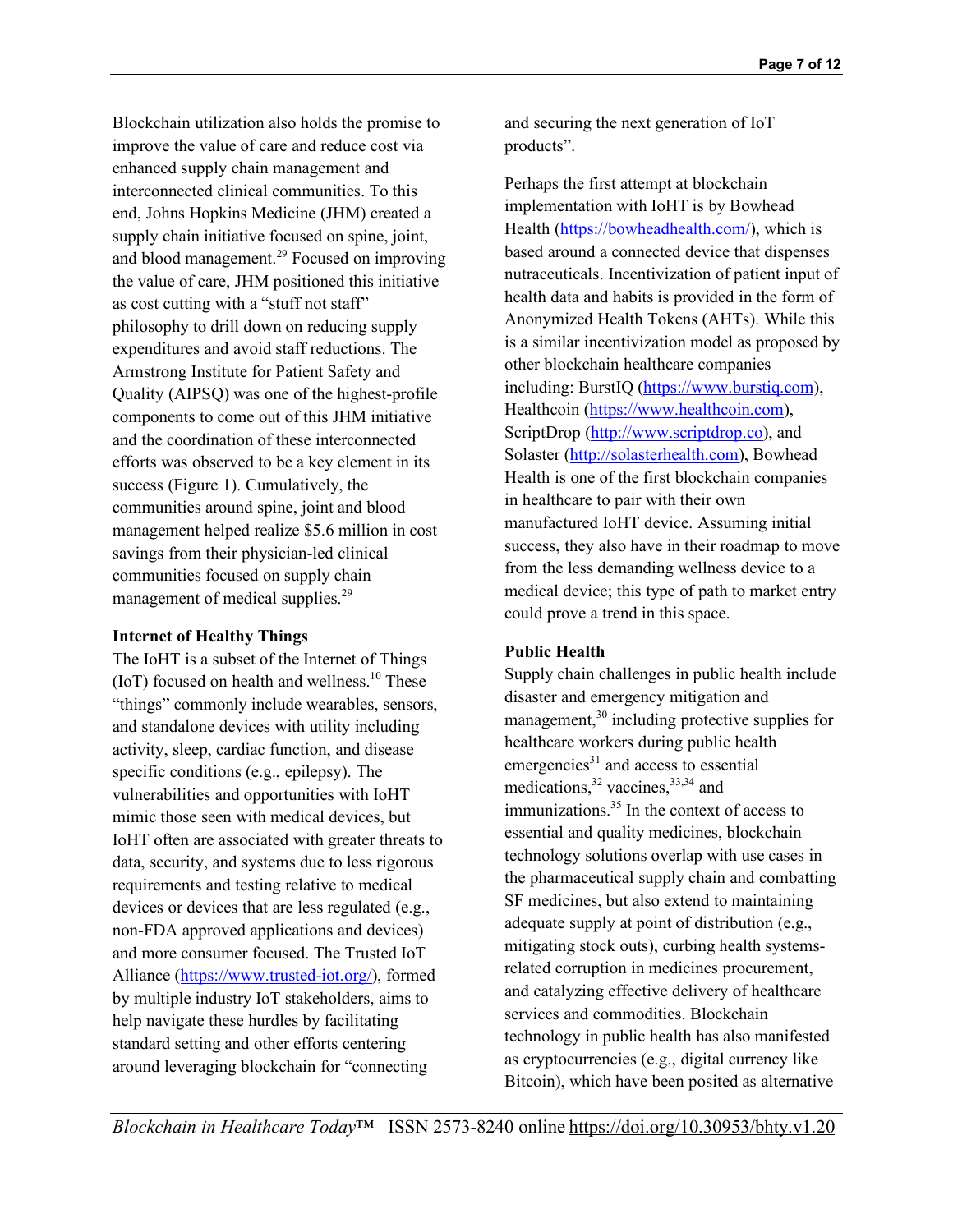Blockchain utilization also holds the promise to improve the value of care and reduce cost via enhanced supply chain management and interconnected clinical communities. To this end, Johns Hopkins Medicine (JHM) created a supply chain initiative focused on spine, joint, and blood management.[29] Focused on improving the value of care, JHM positioned this initiative as cost cutting with a "stuff not staff" philosophy to drill down on reducing supply expenditures and avoid staff reductions. The Armstrong Institute for Patient Safety and Quality (AIPSQ) was one of the highest-profile components to come out of this JHM initiative and the coordination of these interconnected efforts was observed to be a key element in its success (Figure 1). Cumulatively, the communities around spine, joint and blood management helped realize $5.6 million in cost savings from their physician-led clinical communities focused on supply chain management of medical supplies.[29]

**Internet of Healthy Things**

The IoHT is a subset of the Internet of Things (IoT) focused on health and wellness.[10] These "things" commonly include wearables, sensors, and standalone devices with utility including activity, sleep, cardiac function, and disease specific conditions (e.g., epilepsy). The vulnerabilities and opportunities with IoHT mimic those seen with medical devices, but IoHT often are associated with greater threats to data, security, and systems due to less rigorous requirements and testing relative to medical devices or devices that are less regulated (e.g., non-FDA approved applications and devices) and more consumer focused. The Trusted IoT Alliance (https://www.trusted-iot.org/), formed by multiple industry IoT stakeholders, aims to help navigate these hurdles by facilitating standard setting and other efforts centering around leveraging blockchain for "connecting and securing the next generation of IoT products".

Perhaps the first attempt at blockchain implementation with IoHT is by Bowhead Health (https://bowheadhealth.com/), which is based around a connected device that dispenses nutraceuticals. Incentivization of patient input of health data and habits is provided in the form of Anonymized Health Tokens (AHTs). While this is a similar incentivization model as proposed by other blockchain healthcare companies including: BurstIQ (https://www.burstiq.com), Healthcoin (https://www.healthcoin.com), ScriptDrop (http://www.scriptdrop.co), and Solaster (http://solasterhealth.com), Bowhead Health is one of the first blockchain companies in healthcare to pair with their own manufactured IoHT device. Assuming initial success, they also have in their roadmap to move from the less demanding wellness device to a medical device; this type of path to market entry could prove a trend in this space.

**Public Health**

Supply chain challenges in public health include disaster and emergency mitigation and management,[30] including protective supplies for healthcare workers during public health emergencies[31] and access to essential medications,[32] vaccines,[33,34] and immunizations.[35] In the context of access to essential and quality medicines, blockchain technology solutions overlap with use cases in the pharmaceutical supply chain and combatting SF medicines, but also extend to maintaining adequate supply at point of distribution (e.g., mitigating stock outs), curbing health systems-related corruption in medicines procurement, and catalyzing effective delivery of healthcare services and commodities. Blockchain technology in public health has also manifested as cryptocurrencies (e.g., digital currency like Bitcoin), which have been posited as alternative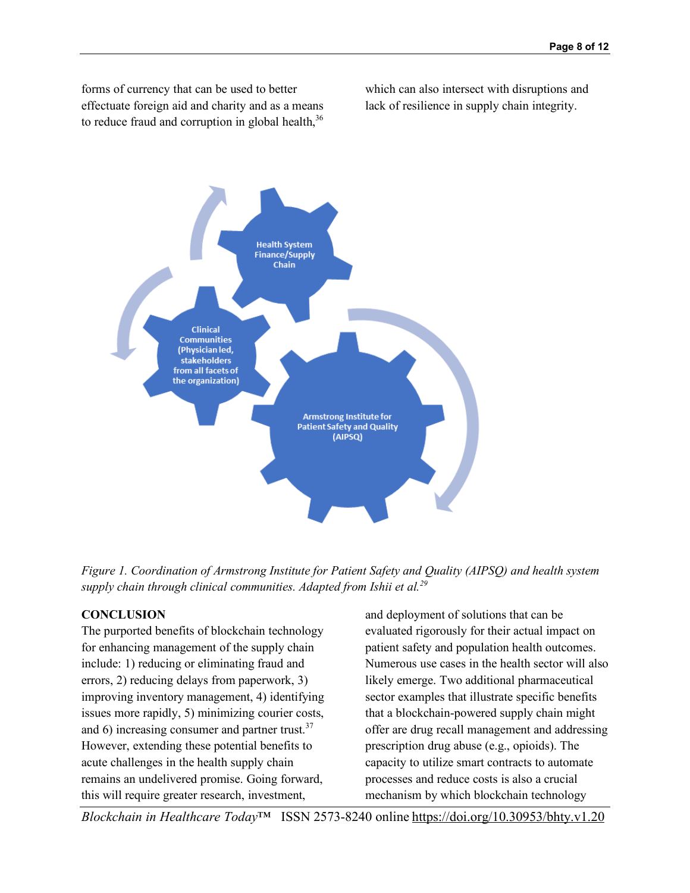forms of currency that can be used to better effectuate foreign aid and charity and as a means to reduce fraud and corruption in global health,[36] which can also intersect with disruptions and lack of resilience in supply chain integrity.

*Figure 1. Coordination of Armstrong Institute for Patient Safety and Quality (AIPSQ) and health system supply chain through clinical communities. Adapted from Ishii et al.[29]*

## CONCLUSION

The purported benefits of blockchain technology for enhancing management of the supply chain include: 1) reducing or eliminating fraud and errors, 2) reducing delays from paperwork, 3) improving inventory management, 4) identifying issues more rapidly, 5) minimizing courier costs, and 6) increasing consumer and partner trust.[37] However, extending these potential benefits to acute challenges in the health supply chain remains an undelivered promise. Going forward, this will require greater research, investment, and deployment of solutions that can be evaluated rigorously for their actual impact on patient safety and population health outcomes. Numerous use cases in the health sector will also likely emerge. Two additional pharmaceutical sector examples that illustrate specific benefits that a blockchain-powered supply chain might offer are drug recall management and addressing prescription drug abuse (e.g., opioids). The capacity to utilize smart contracts to automate processes and reduce costs is also a crucial mechanism by which blockchain technology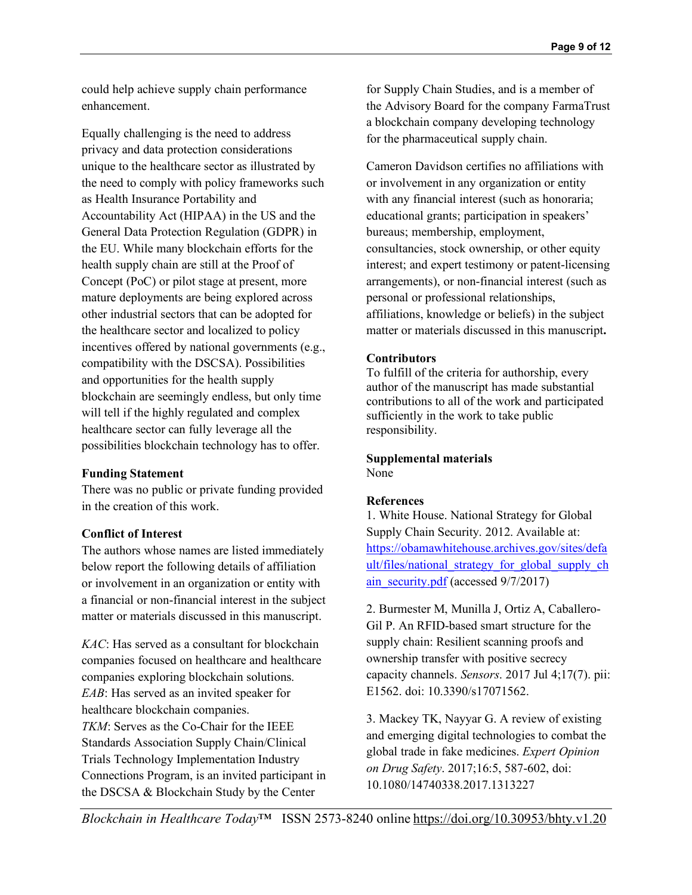could help achieve supply chain performance enhancement.

Equally challenging is the need to address privacy and data protection considerations unique to the healthcare sector as illustrated by the need to comply with policy frameworks such as Health Insurance Portability and Accountability Act (HIPAA) in the US and the General Data Protection Regulation (GDPR) in the EU. While many blockchain efforts for the health supply chain are still at the Proof of Concept (PoC) or pilot stage at present, more mature deployments are being explored across other industrial sectors that can be adopted for the healthcare sector and localized to policy incentives offered by national governments (e.g., compatibility with the DSCSA). Possibilities and opportunities for the health supply blockchain are seemingly endless, but only time will tell if the highly regulated and complex healthcare sector can fully leverage all the possibilities blockchain technology has to offer.

### Funding Statement

There was no public or private funding provided in the creation of this work.

### Conflict of Interest

The authors whose names are listed immediately below report the following details of affiliation or involvement in an organization or entity with a financial or non-financial interest in the subject matter or materials discussed in this manuscript.

*KAC*: Has served as a consultant for blockchain companies focused on healthcare and healthcare companies exploring blockchain solutions.
*EAB*: Has served as an invited speaker for healthcare blockchain companies.
*TKM*: Serves as the Co-Chair for the IEEE Standards Association Supply Chain/Clinical Trials Technology Implementation Industry Connections Program, is an invited participant in the DSCSA & Blockchain Study by the Center for Supply Chain Studies, and is a member of the Advisory Board for the company FarmaTrust a blockchain company developing technology for the pharmaceutical supply chain.

Cameron Davidson certifies no affiliations with or involvement in any organization or entity with any financial interest (such as honoraria; educational grants; participation in speakers' bureaus; membership, employment, consultancies, stock ownership, or other equity interest; and expert testimony or patent-licensing arrangements), or non-financial interest (such as personal or professional relationships, affiliations, knowledge or beliefs) in the subject matter or materials discussed in this manuscript**.**

### Contributors

To fulfill of the criteria for authorship, every author of the manuscript has made substantial contributions to all of the work and participated sufficiently in the work to take public responsibility.

### Supplemental materials

None

### References

1. White House. National Strategy for Global Supply Chain Security. 2012. Available at: https://obamawhitehouse.archives.gov/sites/default/files/national_strategy_for_global_supply_chain_security.pdf (accessed 9/7/2017)

2. Burmester M, Munilla J, Ortiz A, Caballero-Gil P. An RFID-based smart structure for the supply chain: Resilient scanning proofs and ownership transfer with positive secrecy capacity channels. *Sensors*. 2017 Jul 4;17(7). pii: E1562. doi: 10.3390/s17071562.

3. Mackey TK, Nayyar G. A review of existing and emerging digital technologies to combat the global trade in fake medicines. *Expert Opinion on Drug Safety*. 2017;16:5, 587-602, doi: 10.1080/14740338.2017.1313227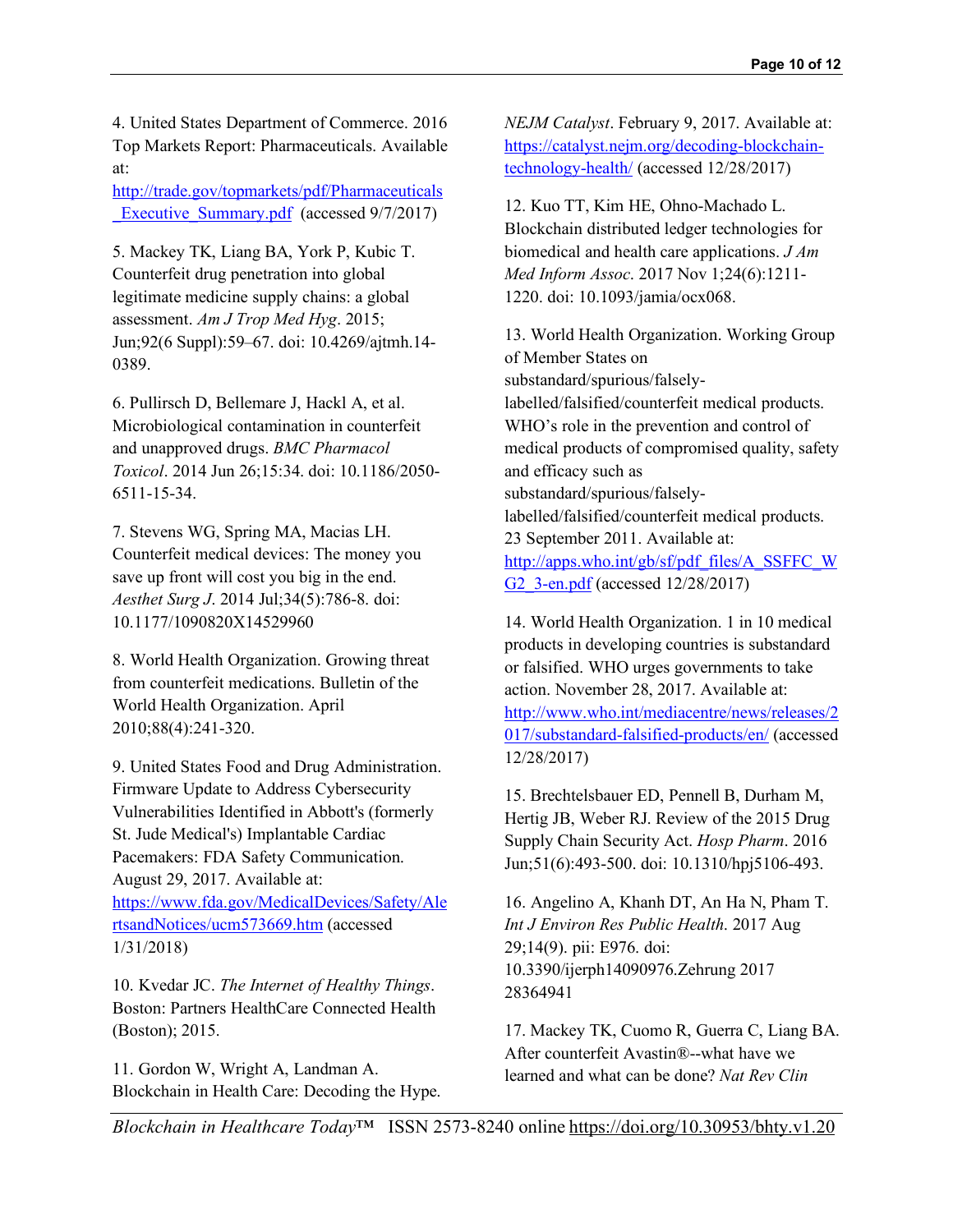4. United States Department of Commerce. 2016 Top Markets Report: Pharmaceuticals. Available at: http://trade.gov/topmarkets/pdf/Pharmaceuticals_Executive_Summary.pdf (accessed 9/7/2017)

5. Mackey TK, Liang BA, York P, Kubic T. Counterfeit drug penetration into global legitimate medicine supply chains: a global assessment. *Am J Trop Med Hyg*. 2015; Jun;92(6 Suppl):59–67. doi: 10.4269/ajtmh.14-0389.

6. Pullirsch D, Bellemare J, Hackl A, et al. Microbiological contamination in counterfeit and unapproved drugs. *BMC Pharmacol Toxicol*. 2014 Jun 26;15:34. doi: 10.1186/2050-6511-15-34.

7. Stevens WG, Spring MA, Macias LH. Counterfeit medical devices: The money you save up front will cost you big in the end. *Aesthet Surg J*. 2014 Jul;34(5):786-8. doi: 10.1177/1090820X14529960

8. World Health Organization. Growing threat from counterfeit medications. Bulletin of the World Health Organization. April 2010;88(4):241-320.

9. United States Food and Drug Administration. Firmware Update to Address Cybersecurity Vulnerabilities Identified in Abbott's (formerly St. Jude Medical's) Implantable Cardiac Pacemakers: FDA Safety Communication. August 29, 2017. Available at: https://www.fda.gov/MedicalDevices/Safety/AlertsandNotices/ucm573669.htm (accessed 1/31/2018)

10. Kvedar JC. *The Internet of Healthy Things*. Boston: Partners HealthCare Connected Health (Boston); 2015.

11. Gordon W, Wright A, Landman A. Blockchain in Health Care: Decoding the Hype. *NEJM Catalyst*. February 9, 2017. Available at: https://catalyst.nejm.org/decoding-blockchain-technology-health/ (accessed 12/28/2017)

12. Kuo TT, Kim HE, Ohno-Machado L. Blockchain distributed ledger technologies for biomedical and health care applications. *J Am Med Inform Assoc*. 2017 Nov 1;24(6):1211-1220. doi: 10.1093/jamia/ocx068.

13. World Health Organization. Working Group of Member States on substandard/spurious/falsely-labelled/falsified/counterfeit medical products. WHO's role in the prevention and control of medical products of compromised quality, safety and efficacy such as substandard/spurious/falsely-labelled/falsified/counterfeit medical products. 23 September 2011. Available at: http://apps.who.int/gb/sf/pdf_files/A_SSFFC_WG2_3-en.pdf (accessed 12/28/2017)

14. World Health Organization. 1 in 10 medical products in developing countries is substandard or falsified. WHO urges governments to take action. November 28, 2017. Available at: http://www.who.int/mediacentre/news/releases/2017/substandard-falsified-products/en/ (accessed 12/28/2017)

15. Brechtelsbauer ED, Pennell B, Durham M, Hertig JB, Weber RJ. Review of the 2015 Drug Supply Chain Security Act. *Hosp Pharm*. 2016 Jun;51(6):493-500. doi: 10.1310/hpj5106-493.

16. Angelino A, Khanh DT, An Ha N, Pham T. *Int J Environ Res Public Health*. 2017 Aug 29;14(9). pii: E976. doi: 10.3390/ijerph14090976.Zehrung 2017 28364941

17. Mackey TK, Cuomo R, Guerra C, Liang BA. After counterfeit Avastin®--what have we learned and what can be done? *Nat Rev Clin*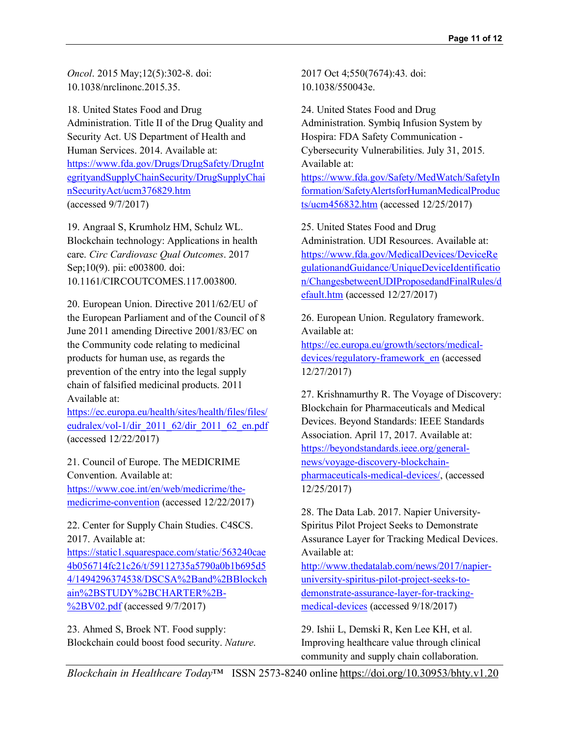*Oncol*. 2015 May;12(5):302-8. doi: 10.1038/nrclinonc.2015.35.

18. United States Food and Drug Administration. Title II of the Drug Quality and Security Act. US Department of Health and Human Services. 2014. Available at: https://www.fda.gov/Drugs/DrugSafety/DrugIntegrityandSupplyChainSecurity/DrugSupplyChainSecurityAct/ucm376829.htm (accessed 9/7/2017)

19. Angraal S, Krumholz HM, Schulz WL. Blockchain technology: Applications in health care. *Circ Cardiovasc Qual Outcomes*. 2017 Sep;10(9). pii: e003800. doi: 10.1161/CIRCOUTCOMES.117.003800.

20. European Union. Directive 2011/62/EU of the European Parliament and of the Council of 8 June 2011 amending Directive 2001/83/EC on the Community code relating to medicinal products for human use, as regards the prevention of the entry into the legal supply chain of falsified medicinal products. 2011 Available at: https://ec.europa.eu/health/sites/health/files/files/eudralex/vol-1/dir_2011_62/dir_2011_62_en.pdf (accessed 12/22/2017)

21. Council of Europe. The MEDICRIME Convention. Available at: https://www.coe.int/en/web/medicrime/the-medicrime-convention (accessed 12/22/2017)

22. Center for Supply Chain Studies. C4SCS. 2017. Available at: https://static1.squarespace.com/static/563240cae4b056714fc21c26/t/59112735a5790a0b1b695d54/1494296374538/DSCSA%2Band%2BBlockchain%2BSTUDY%2BCHARTER%2B-%2BV02.pdf (accessed 9/7/2017)

23. Ahmed S, Broek NT. Food supply: Blockchain could boost food security. *Nature*. 2017 Oct 4;550(7674):43. doi: 10.1038/550043e.

24. United States Food and Drug Administration. Symbiq Infusion System by Hospira: FDA Safety Communication - Cybersecurity Vulnerabilities. July 31, 2015. Available at: https://www.fda.gov/Safety/MedWatch/SafetyInformation/SafetyAlertsforHumanMedicalProducts/ucm456832.htm (accessed 12/25/2017)

25. United States Food and Drug Administration. UDI Resources. Available at: https://www.fda.gov/MedicalDevices/DeviceRegulationandGuidance/UniqueDeviceIdentification/ChangesbetweenUDIProposedandFinalRules/default.htm (accessed 12/27/2017)

26. European Union. Regulatory framework. Available at: https://ec.europa.eu/growth/sectors/medical-devices/regulatory-framework_en (accessed 12/27/2017)

27. Krishnamurthy R. The Voyage of Discovery: Blockchain for Pharmaceuticals and Medical Devices. Beyond Standards: IEEE Standards Association. April 17, 2017. Available at: https://beyondstandards.ieee.org/general-news/voyage-discovery-blockchain-pharmaceuticals-medical-devices/, (accessed 12/25/2017)

28. The Data Lab. 2017. Napier University-Spiritus Pilot Project Seeks to Demonstrate Assurance Layer for Tracking Medical Devices. Available at: http://www.thedatalab.com/news/2017/napier-university-spiritus-pilot-project-seeks-to-demonstrate-assurance-layer-for-tracking-medical-devices (accessed 9/18/2017)

29. Ishii L, Demski R, Ken Lee KH, et al. Improving healthcare value through clinical community and supply chain collaboration.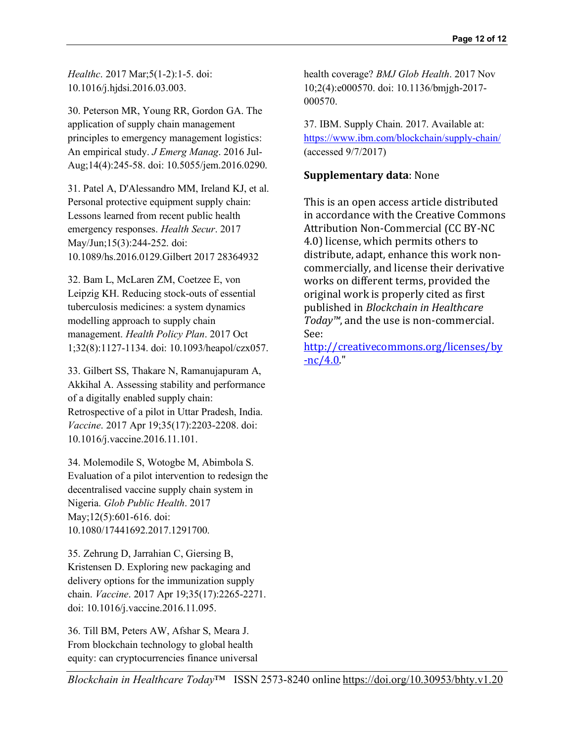*Healthc*. 2017 Mar;5(1-2):1-5. doi: 10.1016/j.hjdsi.2016.03.003.

30. Peterson MR, Young RR, Gordon GA. The application of supply chain management principles to emergency management logistics: An empirical study. *J Emerg Manag*. 2016 Jul-Aug;14(4):245-58. doi: 10.5055/jem.2016.0290.

31. Patel A, D'Alessandro MM, Ireland KJ, et al. Personal protective equipment supply chain: Lessons learned from recent public health emergency responses. *Health Secur*. 2017 May/Jun;15(3):244-252. doi: 10.1089/hs.2016.0129.Gilbert 2017 28364932

32. Bam L, McLaren ZM, Coetzee E, von Leipzig KH. Reducing stock-outs of essential tuberculosis medicines: a system dynamics modelling approach to supply chain management. *Health Policy Plan*. 2017 Oct 1;32(8):1127-1134. doi: 10.1093/heapol/czx057.

33. Gilbert SS, Thakare N, Ramanujapuram A, Akkihal A. Assessing stability and performance of a digitally enabled supply chain: Retrospective of a pilot in Uttar Pradesh, India. *Vaccine*. 2017 Apr 19;35(17):2203-2208. doi: 10.1016/j.vaccine.2016.11.101.

34. Molemodile S, Wotogbe M, Abimbola S. Evaluation of a pilot intervention to redesign the decentralised vaccine supply chain system in Nigeria. *Glob Public Health*. 2017 May;12(5):601-616. doi: 10.1080/17441692.2017.1291700.

35. Zehrung D, Jarrahian C, Giersing B, Kristensen D. Exploring new packaging and delivery options for the immunization supply chain. *Vaccine*. 2017 Apr 19;35(17):2265-2271. doi: 10.1016/j.vaccine.2016.11.095.

36. Till BM, Peters AW, Afshar S, Meara J. From blockchain technology to global health equity: can cryptocurrencies finance universal health coverage? *BMJ Glob Health*. 2017 Nov 10;2(4):e000570. doi: 10.1136/bmjgh-2017-000570.

37. IBM. Supply Chain. 2017. Available at: https://www.ibm.com/blockchain/supply-chain/ (accessed 9/7/2017)

**Supplementary data**: None

This is an open access article distributed in accordance with the Creative Commons Attribution Non-Commercial (CC BY-NC 4.0) license, which permits others to distribute, adapt, enhance this work non-commercially, and license their derivative works on different terms, provided the original work is properly cited as first published in *Blockchain in Healthcare Today™*, and the use is non-commercial. See: http://creativecommons.org/licenses/by-nc/4.0."